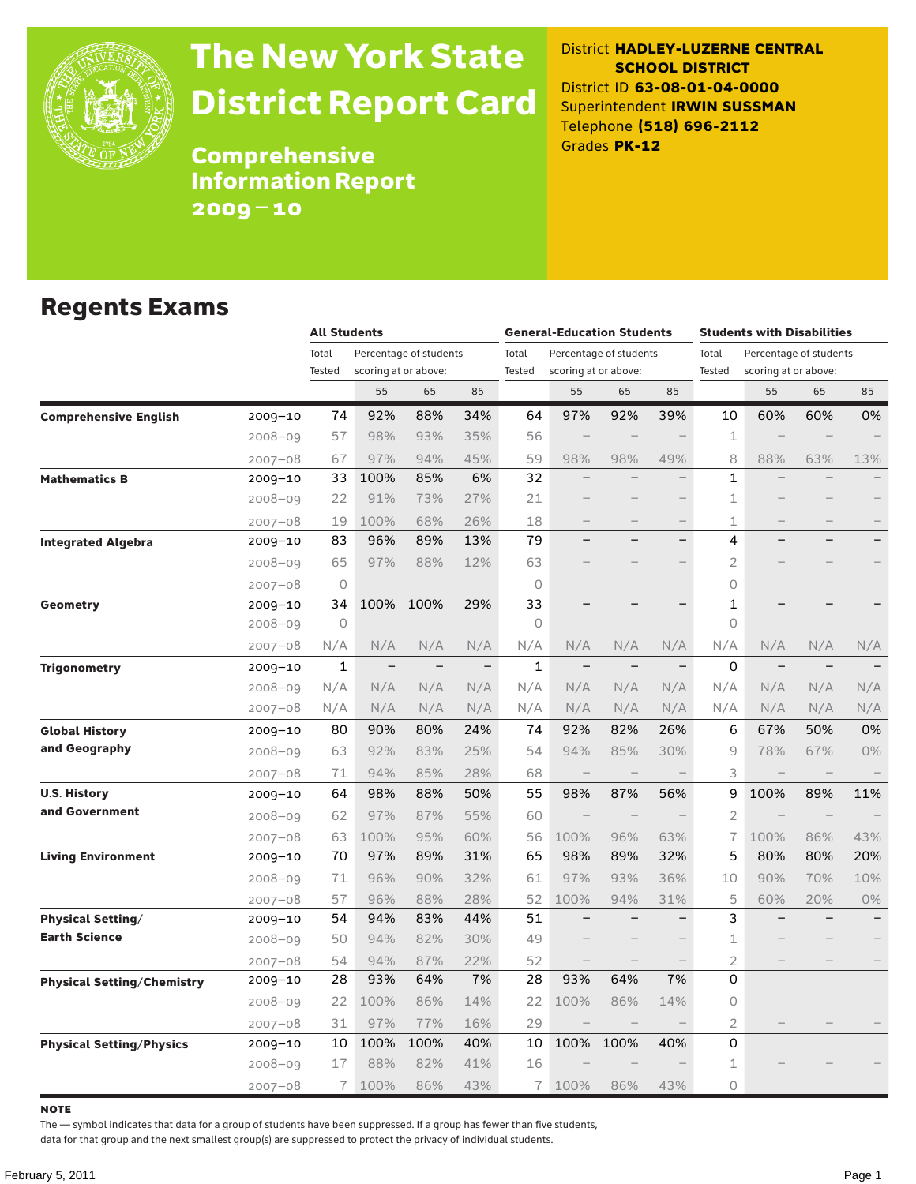# The New York State District Report Card

## Comprehensive Information Report 2009–10

District **HADLEY-LUZERNE CENTRAL SCHOOL DISTRICT**
District ID **63-08-01-04-0000**
Superintendent **IRWIN SUSSMAN**
Telephone **(518) 696-2112**
Grades **PK-12**

## Regents Exams

| | | All Students | | | | General-Education Students | | | | Students with Disabilities | | | |
|---|---|---|---|---|---|---|---|---|---|---|---|---|---|
| | | Total Tested | Percentage of students scoring at or above: | | | Total Tested | Percentage of students scoring at or above: | | | Total Tested | Percentage of students scoring at or above: | | |
| | | | 55 | 65 | 85 | | 55 | 65 | 85 | | 55 | 65 | 85 |
| **Comprehensive English** | 2009–10 | 74 | 92% | 88% | 34% | 64 | 97% | 92% | 39% | 10 | 60% | 60% | 0% |
| | 2008–09 | 57 | 98% | 93% | 35% | 56 | – | – | – | 1 | – | – | – |
| | 2007–08 | 67 | 97% | 94% | 45% | 59 | 98% | 98% | 49% | 8 | 88% | 63% | 13% |
| **Mathematics B** | 2009–10 | 33 | 100% | 85% | 6% | 32 | – | – | – | 1 | – | – | – |
| | 2008–09 | 22 | 91% | 73% | 27% | 21 | – | – | – | 1 | – | – | – |
| | 2007–08 | 19 | 100% | 68% | 26% | 18 | – | – | – | 1 | – | – | – |
| **Integrated Algebra** | 2009–10 | 83 | 96% | 89% | 13% | 79 | – | – | – | 4 | – | – | – |
| | 2008–09 | 65 | 97% | 88% | 12% | 63 | – | – | – | 2 | – | – | – |
| | 2007–08 | 0 | | | | 0 | | | | 0 | | | |
| **Geometry** | 2009–10 | 34 | 100% | 100% | 29% | 33 | – | – | – | 1 | – | – | – |
| | 2008–09 | 0 | | | | 0 | | | | 0 | | | |
| | 2007–08 | N/A | N/A | N/A | N/A | N/A | N/A | N/A | N/A | N/A | N/A | N/A | N/A |
| **Trigonometry** | 2009–10 | 1 | – | – | – | 1 | – | – | – | 0 | – | – | – |
| | 2008–09 | N/A | N/A | N/A | N/A | N/A | N/A | N/A | N/A | N/A | N/A | N/A | N/A |
| | 2007–08 | N/A | N/A | N/A | N/A | N/A | N/A | N/A | N/A | N/A | N/A | N/A | N/A |
| **Global History and Geography** | 2009–10 | 80 | 90% | 80% | 24% | 74 | 92% | 82% | 26% | 6 | 67% | 50% | 0% |
| | 2008–09 | 63 | 92% | 83% | 25% | 54 | 94% | 85% | 30% | 9 | 78% | 67% | 0% |
| | 2007–08 | 71 | 94% | 85% | 28% | 68 | – | – | – | 3 | – | – | – |
| **U.S. History and Government** | 2009–10 | 64 | 98% | 88% | 50% | 55 | 98% | 87% | 56% | 9 | 100% | 89% | 11% |
| | 2008–09 | 62 | 97% | 87% | 55% | 60 | – | – | – | 2 | – | – | – |
| | 2007–08 | 63 | 100% | 95% | 60% | 56 | 100% | 96% | 63% | 7 | 100% | 86% | 43% |
| **Living Environment** | 2009–10 | 70 | 97% | 89% | 31% | 65 | 98% | 89% | 32% | 5 | 80% | 80% | 20% |
| | 2008–09 | 71 | 96% | 90% | 32% | 61 | 97% | 93% | 36% | 10 | 90% | 70% | 10% |
| | 2007–08 | 57 | 96% | 88% | 28% | 52 | 100% | 94% | 31% | 5 | 60% | 20% | 0% |
| **Physical Setting/ Earth Science** | 2009–10 | 54 | 94% | 83% | 44% | 51 | – | – | – | 3 | – | – | – |
| | 2008–09 | 50 | 94% | 82% | 30% | 49 | – | – | – | 1 | – | – | – |
| | 2007–08 | 54 | 94% | 87% | 22% | 52 | – | – | – | 2 | – | – | – |
| **Physical Setting/Chemistry** | 2009–10 | 28 | 93% | 64% | 7% | 28 | 93% | 64% | 7% | 0 | | | |
| | 2008–09 | 22 | 100% | 86% | 14% | 22 | 100% | 86% | 14% | 0 | | | |
| | 2007–08 | 31 | 97% | 77% | 16% | 29 | – | – | – | 2 | – | – | – |
| **Physical Setting/Physics** | 2009–10 | 10 | 100% | 100% | 40% | 10 | 100% | 100% | 40% | 0 | | | |
| | 2008–09 | 17 | 88% | 82% | 41% | 16 | – | – | – | 1 | – | – | – |
| | 2007–08 | 7 | 100% | 86% | 43% | 7 | 100% | 86% | 43% | 0 | | | |

**NOTE**

The — symbol indicates that data for a group of students have been suppressed. If a group has fewer than five students, data for that group and the next smallest group(s) are suppressed to protect the privacy of individual students.

February 5, 2011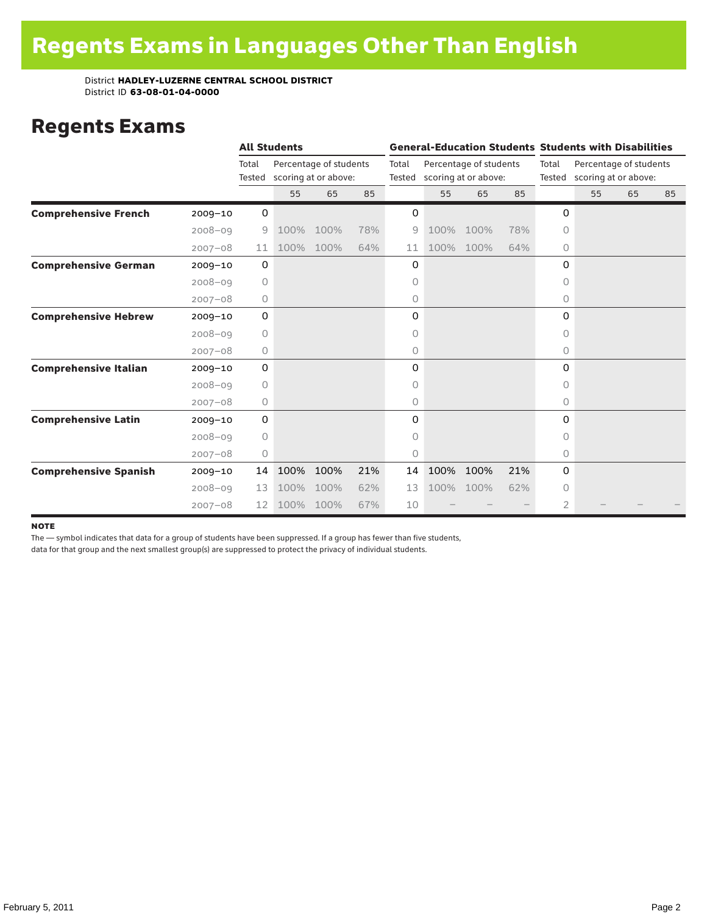# Regents Exams in Languages Other Than English

District **HADLEY-LUZERNE CENTRAL SCHOOL DISTRICT**
District ID **63-08-01-04-0000**

## Regents Exams

| | | All Students | | | | General-Education Students | | | | Students with Disabilities | | | |
|---|---|---|---|---|---|---|---|---|---|---|---|---|---|
| | | Total Tested | Percentage of students scoring at or above: | | | Total Tested | Percentage of students scoring at or above: | | | Total Tested | Percentage of students scoring at or above: | | |
| | | | 55 | 65 | 85 | | 55 | 65 | 85 | | 55 | 65 | 85 |
| **Comprehensive French** | 2009–10 | 0 | | | | 0 | | | | 0 | | | |
| | 2008–09 | 9 | 100% | 100% | 78% | 9 | 100% | 100% | 78% | 0 | | | |
| | 2007–08 | 11 | 100% | 100% | 64% | 11 | 100% | 100% | 64% | 0 | | | |
| **Comprehensive German** | 2009–10 | 0 | | | | 0 | | | | 0 | | | |
| | 2008–09 | 0 | | | | 0 | | | | 0 | | | |
| | 2007–08 | 0 | | | | 0 | | | | 0 | | | |
| **Comprehensive Hebrew** | 2009–10 | 0 | | | | 0 | | | | 0 | | | |
| | 2008–09 | 0 | | | | 0 | | | | 0 | | | |
| | 2007–08 | 0 | | | | 0 | | | | 0 | | | |
| **Comprehensive Italian** | 2009–10 | 0 | | | | 0 | | | | 0 | | | |
| | 2008–09 | 0 | | | | 0 | | | | 0 | | | |
| | 2007–08 | 0 | | | | 0 | | | | 0 | | | |
| **Comprehensive Latin** | 2009–10 | 0 | | | | 0 | | | | 0 | | | |
| | 2008–09 | 0 | | | | 0 | | | | 0 | | | |
| | 2007–08 | 0 | | | | 0 | | | | 0 | | | |
| **Comprehensive Spanish** | 2009–10 | 14 | 100% | 100% | 21% | 14 | 100% | 100% | 21% | 0 | | | |
| | 2008–09 | 13 | 100% | 100% | 62% | 13 | 100% | 100% | 62% | 0 | | | |
| | 2007–08 | 12 | 100% | 100% | 67% | 10 | – | – | – | 2 | – | – | – |

**NOTE**

The — symbol indicates that data for a group of students have been suppressed. If a group has fewer than five students, data for that group and the next smallest group(s) are suppressed to protect the privacy of individual students.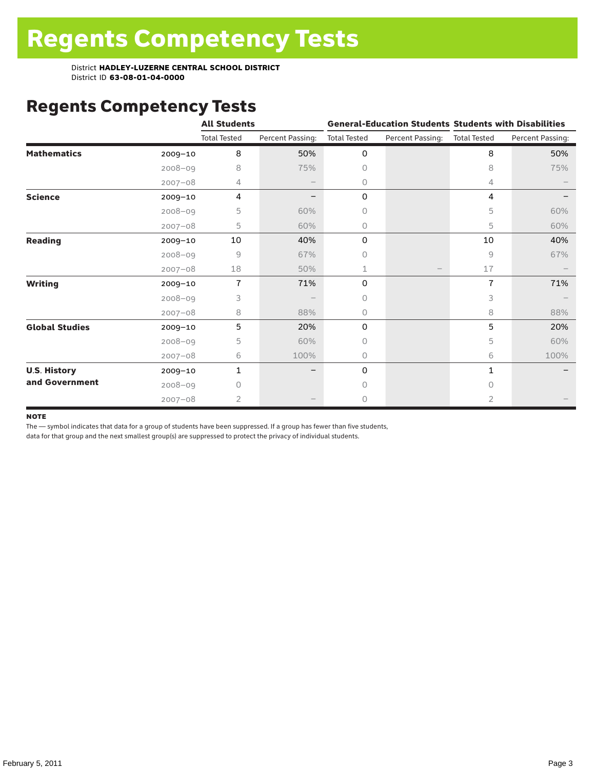# Regents Competency Tests

District **HADLEY-LUZERNE CENTRAL SCHOOL DISTRICT**
District ID **63-08-01-04-0000**

## Regents Competency Tests

| | | All Students | | General-Education Students | | Students with Disabilities | |
|---|---|---|---|---|---|---|---|
| | | Total Tested | Percent Passing: | Total Tested | Percent Passing: | Total Tested | Percent Passing: |
| **Mathematics** | 2009–10 | 8 | 50% | 0 | | 8 | 50% |
| | 2008–09 | 8 | 75% | 0 | | 8 | 75% |
| | 2007–08 | 4 | – | 0 | | 4 | – |
| **Science** | 2009–10 | 4 | – | 0 | | 4 | – |
| | 2008–09 | 5 | 60% | 0 | | 5 | 60% |
| | 2007–08 | 5 | 60% | 0 | | 5 | 60% |
| **Reading** | 2009–10 | 10 | 40% | 0 | | 10 | 40% |
| | 2008–09 | 9 | 67% | 0 | | 9 | 67% |
| | 2007–08 | 18 | 50% | 1 | – | 17 | – |
| **Writing** | 2009–10 | 7 | 71% | 0 | | 7 | 71% |
| | 2008–09 | 3 | – | 0 | | 3 | – |
| | 2007–08 | 8 | 88% | 0 | | 8 | 88% |
| **Global Studies** | 2009–10 | 5 | 20% | 0 | | 5 | 20% |
| | 2008–09 | 5 | 60% | 0 | | 5 | 60% |
| | 2007–08 | 6 | 100% | 0 | | 6 | 100% |
| **U.S. History and Government** | 2009–10 | 1 | – | 0 | | 1 | – |
| | 2008–09 | 0 | | 0 | | 0 | |
| | 2007–08 | 2 | – | 0 | | 2 | – |

**NOTE**

The — symbol indicates that data for a group of students have been suppressed. If a group has fewer than five students, data for that group and the next smallest group(s) are suppressed to protect the privacy of individual students.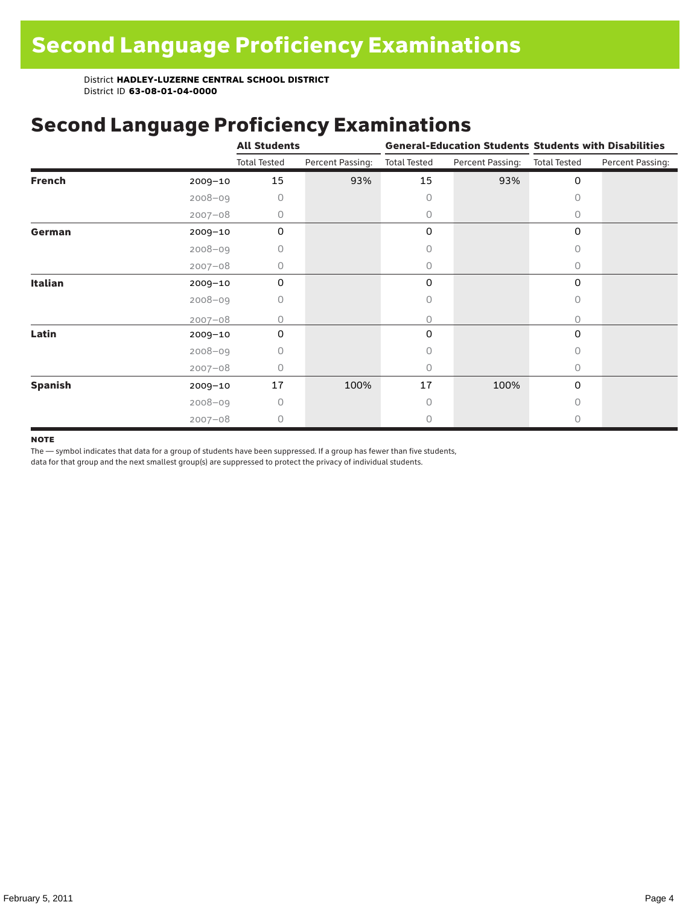# Second Language Proficiency Examinations

District **HADLEY-LUZERNE CENTRAL SCHOOL DISTRICT**
District ID **63-08-01-04-0000**

## Second Language Proficiency Examinations

| | | All Students | | General-Education Students | | Students with Disabilities | |
|---|---|---|---|---|---|---|---|
| | | Total Tested | Percent Passing: | Total Tested | Percent Passing: | Total Tested | Percent Passing: |
| **French** | 2009–10 | 15 | 93% | 15 | 93% | 0 | |
| | 2008–09 | 0 | | 0 | | 0 | |
| | 2007–08 | 0 | | 0 | | 0 | |
| **German** | 2009–10 | 0 | | 0 | | 0 | |
| | 2008–09 | 0 | | 0 | | 0 | |
| | 2007–08 | 0 | | 0 | | 0 | |
| **Italian** | 2009–10 | 0 | | 0 | | 0 | |
| | 2008–09 | 0 | | 0 | | 0 | |
| | 2007–08 | 0 | | 0 | | 0 | |
| **Latin** | 2009–10 | 0 | | 0 | | 0 | |
| | 2008–09 | 0 | | 0 | | 0 | |
| | 2007–08 | 0 | | 0 | | 0 | |
| **Spanish** | 2009–10 | 17 | 100% | 17 | 100% | 0 | |
| | 2008–09 | 0 | | 0 | | 0 | |
| | 2007–08 | 0 | | 0 | | 0 | |

**NOTE**

The — symbol indicates that data for a group of students have been suppressed. If a group has fewer than five students, data for that group and the next smallest group(s) are suppressed to protect the privacy of individual students.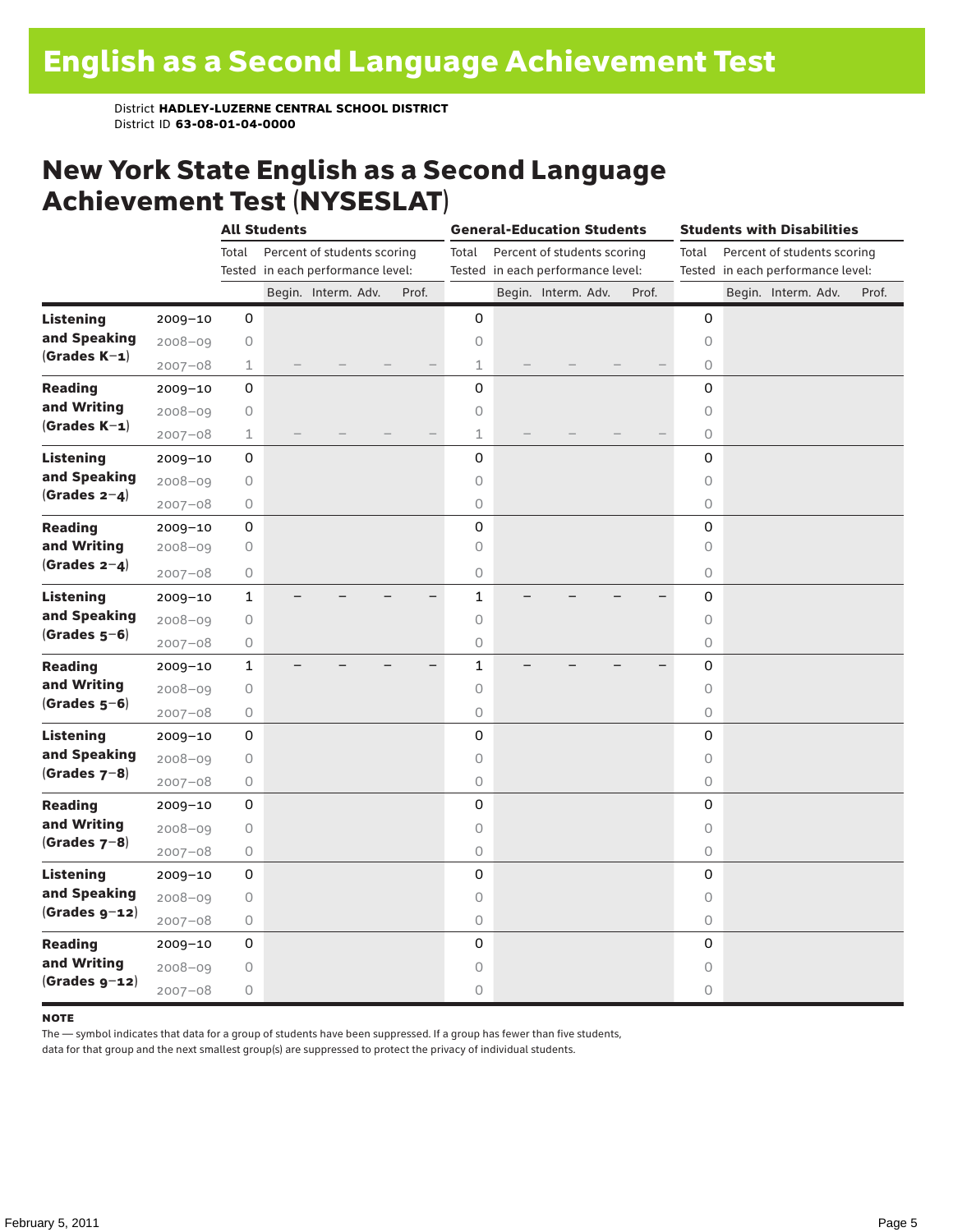# English as a Second Language Achievement Test

District **HADLEY-LUZERNE CENTRAL SCHOOL DISTRICT**
District ID **63-08-01-04-0000**

## New York State English as a Second Language Achievement Test (NYSESLAT)

| | | All Students | | | | | General-Education Students | | | | | Students with Disabilities | | | | |
|---|---|---|---|---|---|---|---|---|---|---|---|---|---|---|---|---|
| | | Total Tested | Percent of students scoring in each performance level: | | | | Total Tested | Percent of students scoring in each performance level: | | | | Total Tested | Percent of students scoring in each performance level: | | | |
| | | | Begin. | Interm. | Adv. | Prof. | | Begin. | Interm. | Adv. | Prof. | | Begin. | Interm. | Adv. | Prof. |
| **Listening and Speaking (Grades K–1)** | 2009–10 | 0 | | | | | 0 | | | | | 0 | | | | |
| | 2008–09 | 0 | | | | | 0 | | | | | 0 | | | | |
| | 2007–08 | 1 | – | – | – | – | 1 | – | – | – | – | 0 | | | | |
| **Reading and Writing (Grades K–1)** | 2009–10 | 0 | | | | | 0 | | | | | 0 | | | | |
| | 2008–09 | 0 | | | | | 0 | | | | | 0 | | | | |
| | 2007–08 | 1 | – | – | – | – | 1 | – | – | – | – | 0 | | | | |
| **Listening and Speaking (Grades 2–4)** | 2009–10 | 0 | | | | | 0 | | | | | 0 | | | | |
| | 2008–09 | 0 | | | | | 0 | | | | | 0 | | | | |
| | 2007–08 | 0 | | | | | 0 | | | | | 0 | | | | |
| **Reading and Writing (Grades 2–4)** | 2009–10 | 0 | | | | | 0 | | | | | 0 | | | | |
| | 2008–09 | 0 | | | | | 0 | | | | | 0 | | | | |
| | 2007–08 | 0 | | | | | 0 | | | | | 0 | | | | |
| **Listening and Speaking (Grades 5–6)** | 2009–10 | 1 | – | – | – | – | 1 | – | – | – | – | 0 | | | | |
| | 2008–09 | 0 | | | | | 0 | | | | | 0 | | | | |
| | 2007–08 | 0 | | | | | 0 | | | | | 0 | | | | |
| **Reading and Writing (Grades 5–6)** | 2009–10 | 1 | – | – | – | – | 1 | – | – | – | – | 0 | | | | |
| | 2008–09 | 0 | | | | | 0 | | | | | 0 | | | | |
| | 2007–08 | 0 | | | | | 0 | | | | | 0 | | | | |
| **Listening and Speaking (Grades 7–8)** | 2009–10 | 0 | | | | | 0 | | | | | 0 | | | | |
| | 2008–09 | 0 | | | | | 0 | | | | | 0 | | | | |
| | 2007–08 | 0 | | | | | 0 | | | | | 0 | | | | |
| **Reading and Writing (Grades 7–8)** | 2009–10 | 0 | | | | | 0 | | | | | 0 | | | | |
| | 2008–09 | 0 | | | | | 0 | | | | | 0 | | | | |
| | 2007–08 | 0 | | | | | 0 | | | | | 0 | | | | |
| **Listening and Speaking (Grades 9–12)** | 2009–10 | 0 | | | | | 0 | | | | | 0 | | | | |
| | 2008–09 | 0 | | | | | 0 | | | | | 0 | | | | |
| | 2007–08 | 0 | | | | | 0 | | | | | 0 | | | | |
| **Reading and Writing (Grades 9–12)** | 2009–10 | 0 | | | | | 0 | | | | | 0 | | | | |
| | 2008–09 | 0 | | | | | 0 | | | | | 0 | | | | |
| | 2007–08 | 0 | | | | | 0 | | | | | 0 | | | | |

**NOTE**

The — symbol indicates that data for a group of students have been suppressed. If a group has fewer than five students, data for that group and the next smallest group(s) are suppressed to protect the privacy of individual students.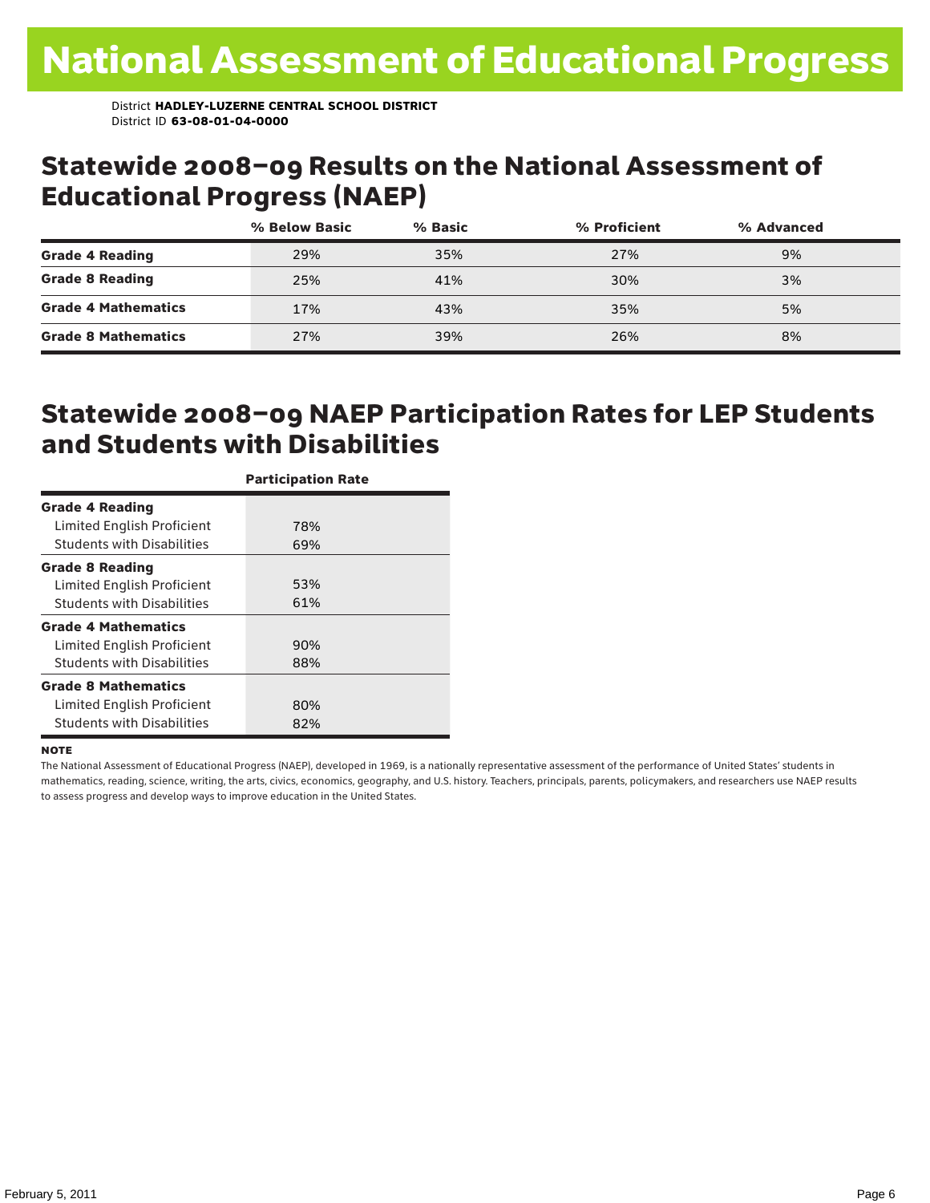# National Assessment of Educational Progress

District **HADLEY-LUZERNE CENTRAL SCHOOL DISTRICT**
District ID **63-08-01-04-0000**

## Statewide 2008–09 Results on the National Assessment of Educational Progress (NAEP)

| | % Below Basic | % Basic | % Proficient | % Advanced |
|---|---|---|---|---|
| **Grade 4 Reading** | 29% | 35% | 27% | 9% |
| **Grade 8 Reading** | 25% | 41% | 30% | 3% |
| **Grade 4 Mathematics** | 17% | 43% | 35% | 5% |
| **Grade 8 Mathematics** | 27% | 39% | 26% | 8% |

## Statewide 2008–09 NAEP Participation Rates for LEP Students and Students with Disabilities

| | Participation Rate |
|---|---|
| **Grade 4 Reading** | |
| Limited English Proficient | 78% |
| Students with Disabilities | 69% |
| **Grade 8 Reading** | |
| Limited English Proficient | 53% |
| Students with Disabilities | 61% |
| **Grade 4 Mathematics** | |
| Limited English Proficient | 90% |
| Students with Disabilities | 88% |
| **Grade 8 Mathematics** | |
| Limited English Proficient | 80% |
| Students with Disabilities | 82% |

**NOTE**

The National Assessment of Educational Progress (NAEP), developed in 1969, is a nationally representative assessment of the performance of United States' students in mathematics, reading, science, writing, the arts, civics, economics, geography, and U.S. history. Teachers, principals, parents, policymakers, and researchers use NAEP results to assess progress and develop ways to improve education in the United States.

February 5, 2011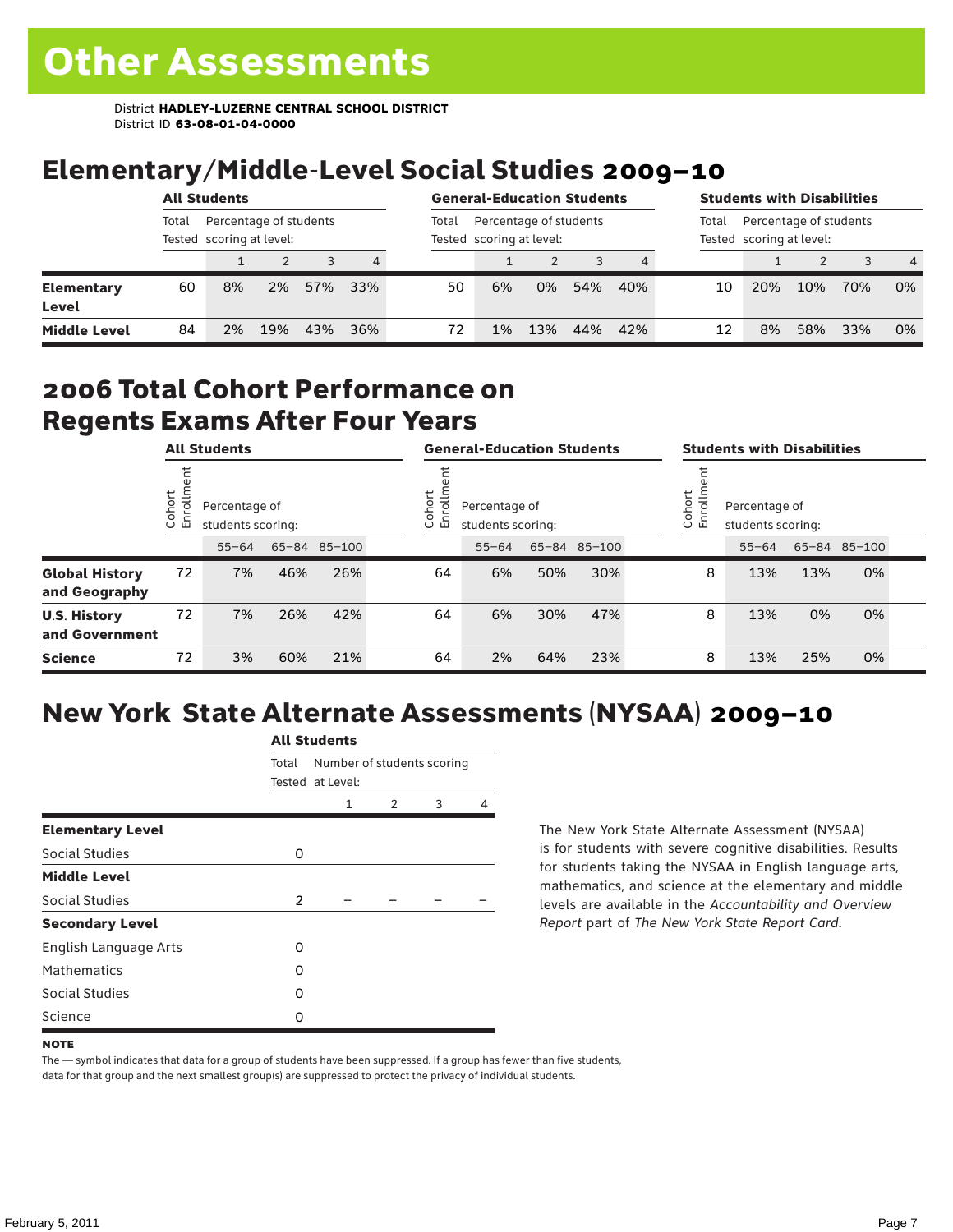# Other Assessments

District **HADLEY-LUZERNE CENTRAL SCHOOL DISTRICT**
District ID **63-08-01-04-0000**

## Elementary/Middle-Level Social Studies 2009–10

| | All Students | | | | | General-Education Students | | | | | Students with Disabilities | | | | |
|---|---|---|---|---|---|---|---|---|---|---|---|---|---|---|---|
| | Total Tested | Percentage of students scoring at level: | | | | Total Tested | Percentage of students scoring at level: | | | | Total Tested | Percentage of students scoring at level: | | | |
| | | 1 | 2 | 3 | 4 | | 1 | 2 | 3 | 4 | | 1 | 2 | 3 | 4 |
| **Elementary Level** | 60 | 8% | 2% | 57% | 33% | 50 | 6% | 0% | 54% | 40% | 10 | 20% | 10% | 70% | 0% |
| **Middle Level** | 84 | 2% | 19% | 43% | 36% | 72 | 1% | 13% | 44% | 42% | 12 | 8% | 58% | 33% | 0% |

## 2006 Total Cohort Performance on Regents Exams After Four Years

| | All Students | | | | General-Education Students | | | | Students with Disabilities | | | |
|---|---|---|---|---|---|---|---|---|---|---|---|---|
| | Cohort Enrollment | Percentage of students scoring: | | | Cohort Enrollment | Percentage of students scoring: | | | Cohort Enrollment | Percentage of students scoring: | | |
| | | 55–64 | 65–84 | 85–100 | | 55–64 | 65–84 | 85–100 | | 55–64 | 65–84 | 85–100 |
| **Global History and Geography** | 72 | 7% | 46% | 26% | 64 | 6% | 50% | 30% | 8 | 13% | 13% | 0% |
| **U.S. History and Government** | 72 | 7% | 26% | 42% | 64 | 6% | 30% | 47% | 8 | 13% | 0% | 0% |
| **Science** | 72 | 3% | 60% | 21% | 64 | 2% | 64% | 23% | 8 | 13% | 25% | 0% |

## New York State Alternate Assessments (NYSAA) 2009–10

| | All Students | | | | |
|---|---|---|---|---|---|
| | Total Tested | Number of students scoring at Level: | | | |
| | | 1 | 2 | 3 | 4 |
| **Elementary Level** | | | | | |
| Social Studies | 0 | | | | |
| **Middle Level** | | | | | |
| Social Studies | 2 | – | – | – | – |
| **Secondary Level** | | | | | |
| English Language Arts | 0 | | | | |
| Mathematics | 0 | | | | |
| Social Studies | 0 | | | | |
| Science | 0 | | | | |

The New York State Alternate Assessment (NYSAA) is for students with severe cognitive disabilities. Results for students taking the NYSAA in English language arts, mathematics, and science at the elementary and middle levels are available in the *Accountability and Overview Report* part of *The New York State Report Card*.

**NOTE**

The — symbol indicates that data for a group of students have been suppressed. If a group has fewer than five students, data for that group and the next smallest group(s) are suppressed to protect the privacy of individual students.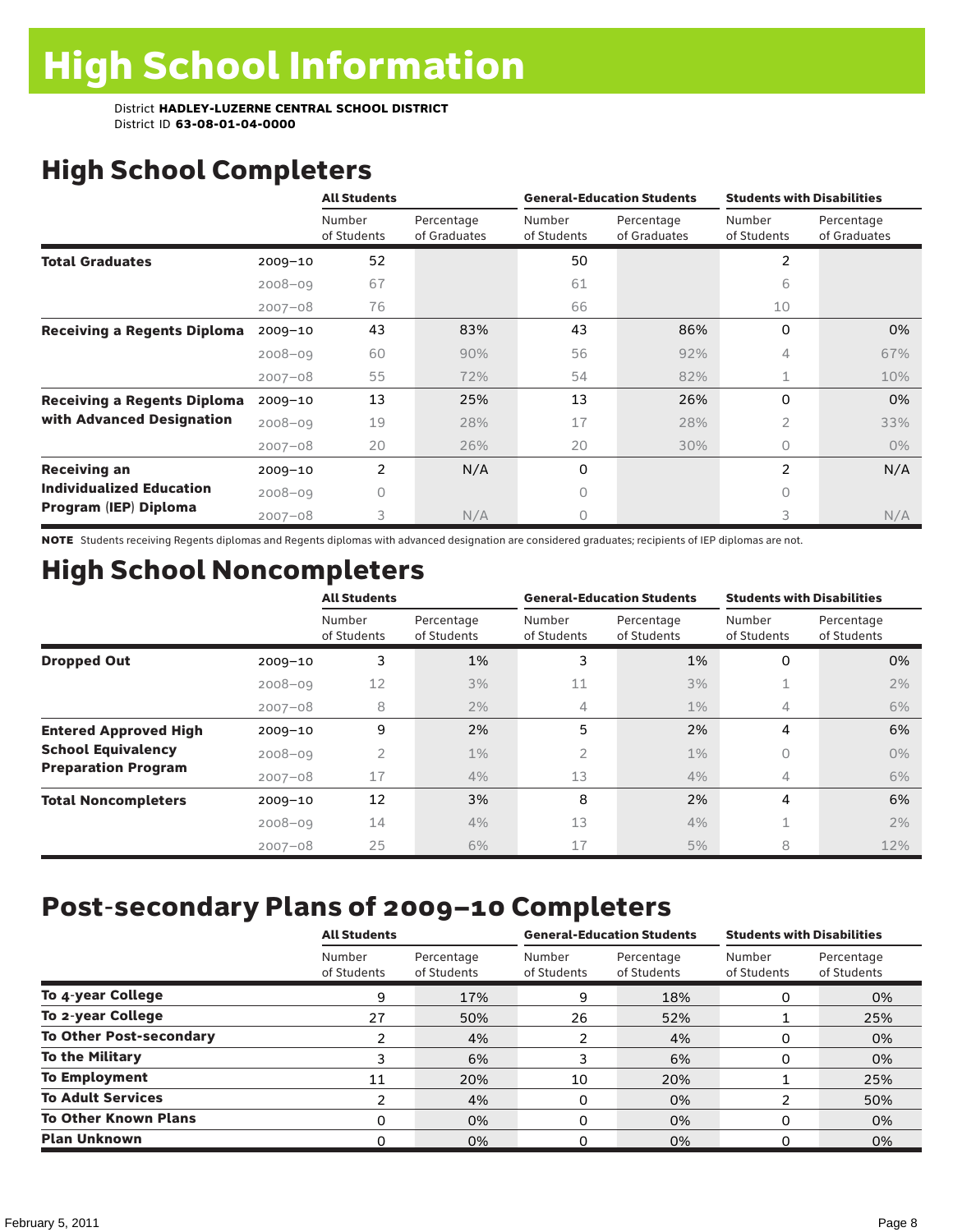# High School Information

District **HADLEY-LUZERNE CENTRAL SCHOOL DISTRICT**
District ID **63-08-01-04-0000**

## High School Completers

| | | All Students | | General-Education Students | | Students with Disabilities | |
|---|---|---|---|---|---|---|---|
| | | Number of Students | Percentage of Graduates | Number of Students | Percentage of Graduates | Number of Students | Percentage of Graduates |
| **Total Graduates** | 2009–10 | 52 | | 50 | | 2 | |
| | 2008–09 | 67 | | 61 | | 6 | |
| | 2007–08 | 76 | | 66 | | 10 | |
| **Receiving a Regents Diploma** | 2009–10 | 43 | 83% | 43 | 86% | 0 | 0% |
| | 2008–09 | 60 | 90% | 56 | 92% | 4 | 67% |
| | 2007–08 | 55 | 72% | 54 | 82% | 1 | 10% |
| **Receiving a Regents Diploma with Advanced Designation** | 2009–10 | 13 | 25% | 13 | 26% | 0 | 0% |
| | 2008–09 | 19 | 28% | 17 | 28% | 2 | 33% |
| | 2007–08 | 20 | 26% | 20 | 30% | 0 | 0% |
| **Receiving an Individualized Education Program (IEP) Diploma** | 2009–10 | 2 | N/A | 0 | | 2 | N/A |
| | 2008–09 | 0 | | 0 | | 0 | |
| | 2007–08 | 3 | N/A | 0 | | 3 | N/A |

**NOTE** Students receiving Regents diplomas and Regents diplomas with advanced designation are considered graduates; recipients of IEP diplomas are not.

## High School Noncompleters

| | | All Students | | General-Education Students | | Students with Disabilities | |
|---|---|---|---|---|---|---|---|
| | | Number of Students | Percentage of Students | Number of Students | Percentage of Students | Number of Students | Percentage of Students |
| **Dropped Out** | 2009–10 | 3 | 1% | 3 | 1% | 0 | 0% |
| | 2008–09 | 12 | 3% | 11 | 3% | 1 | 2% |
| | 2007–08 | 8 | 2% | 4 | 1% | 4 | 6% |
| **Entered Approved High School Equivalency Preparation Program** | 2009–10 | 9 | 2% | 5 | 2% | 4 | 6% |
| | 2008–09 | 2 | 1% | 2 | 1% | 0 | 0% |
| | 2007–08 | 17 | 4% | 13 | 4% | 4 | 6% |
| **Total Noncompleters** | 2009–10 | 12 | 3% | 8 | 2% | 4 | 6% |
| | 2008–09 | 14 | 4% | 13 | 4% | 1 | 2% |
| | 2007–08 | 25 | 6% | 17 | 5% | 8 | 12% |

## Post-secondary Plans of 2009–10 Completers

| | All Students | | General-Education Students | | Students with Disabilities | |
|---|---|---|---|---|---|---|
| | Number of Students | Percentage of Students | Number of Students | Percentage of Students | Number of Students | Percentage of Students |
| **To 4-year College** | 9 | 17% | 9 | 18% | 0 | 0% |
| **To 2-year College** | 27 | 50% | 26 | 52% | 1 | 25% |
| **To Other Post-secondary** | 2 | 4% | 2 | 4% | 0 | 0% |
| **To the Military** | 3 | 6% | 3 | 6% | 0 | 0% |
| **To Employment** | 11 | 20% | 10 | 20% | 1 | 25% |
| **To Adult Services** | 2 | 4% | 0 | 0% | 2 | 50% |
| **To Other Known Plans** | 0 | 0% | 0 | 0% | 0 | 0% |
| **Plan Unknown** | 0 | 0% | 0 | 0% | 0 | 0% |

February 5, 2011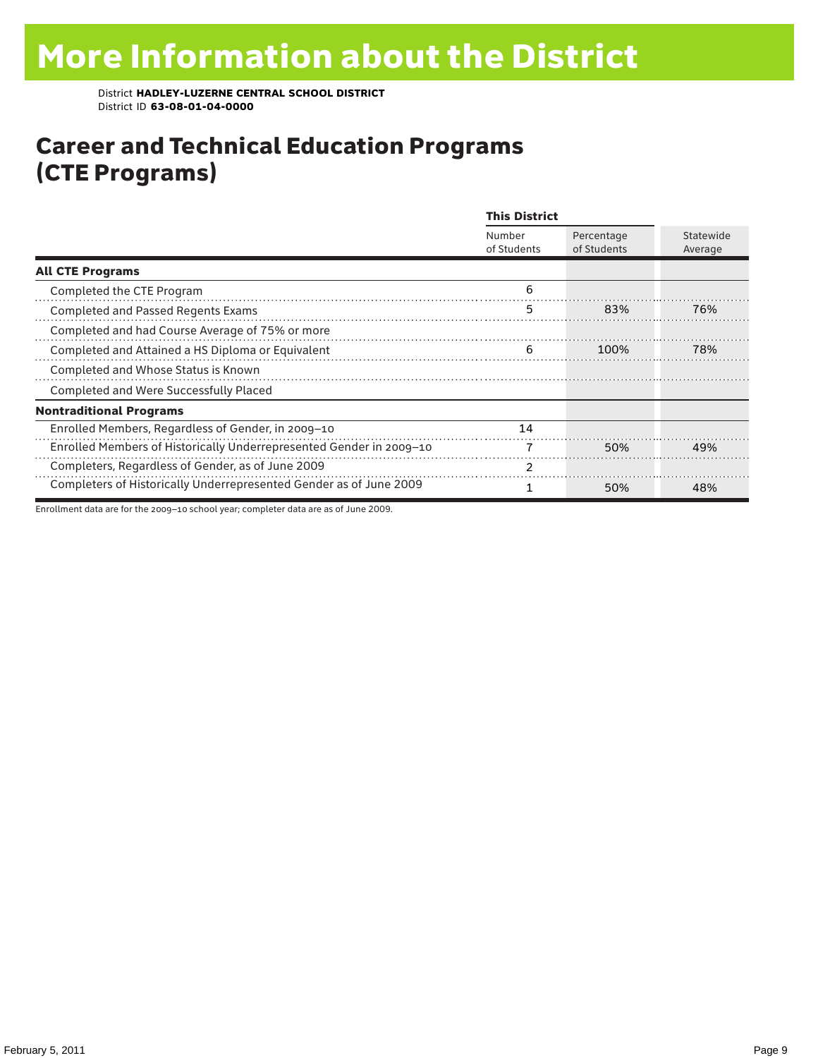# More Information about the District

District **HADLEY-LUZERNE CENTRAL SCHOOL DISTRICT**
District ID **63-08-01-04-0000**

## Career and Technical Education Programs (CTE Programs)

| | This District | | |
|---|---|---|---|
| | Number of Students | Percentage of Students | Statewide Average |
| **All CTE Programs** | | | |
| Completed the CTE Program | 6 | | |
| Completed and Passed Regents Exams | 5 | 83% | 76% |
| Completed and had Course Average of 75% or more | | | |
| Completed and Attained a HS Diploma or Equivalent | 6 | 100% | 78% |
| Completed and Whose Status is Known | | | |
| Completed and Were Successfully Placed | | | |
| **Nontraditional Programs** | | | |
| Enrolled Members, Regardless of Gender, in 2009–10 | 14 | | |
| Enrolled Members of Historically Underrepresented Gender in 2009–10 | 7 | 50% | 49% |
| Completers, Regardless of Gender, as of June 2009 | 2 | | |
| Completers of Historically Underrepresented Gender as of June 2009 | 1 | 50% | 48% |

Enrollment data are for the 2009–10 school year; completer data are as of June 2009.

February 5, 2011